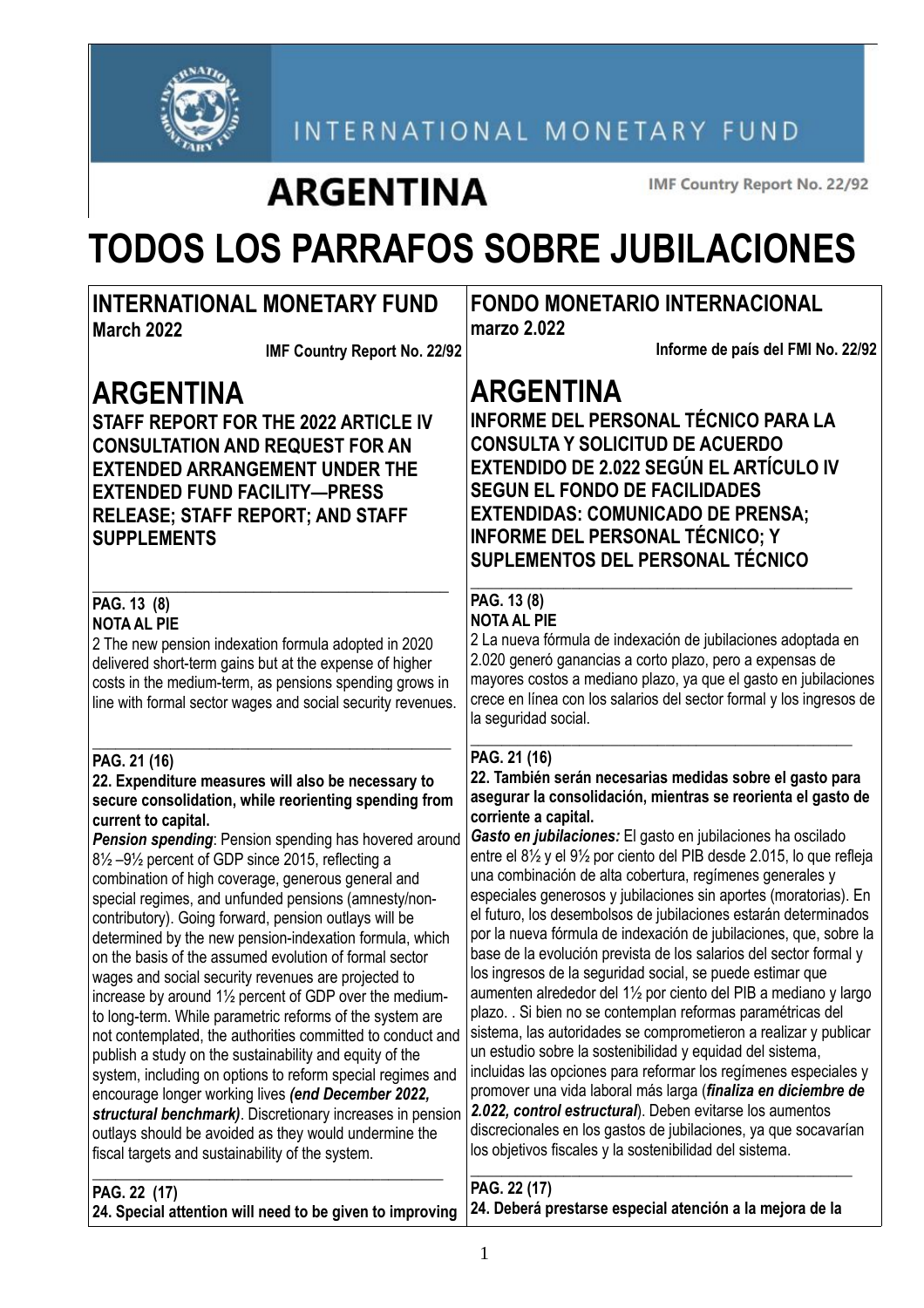# ARGENTINA

IMF Country Report No. 22/92

# TODOS LOS PARRAFOS SOBRE JUBILACIONES

## INTERNATIONAL MONETARY FUND
**March 2022**

**IMF Country Report No. 22/92**

# ARGENTINA

**STAFF REPORT FOR THE 2022 ARTICLE IV CONSULTATION AND REQUEST FOR AN EXTENDED ARRANGEMENT UNDER THE EXTENDED FUND FACILITY—PRESS RELEASE; STAFF REPORT; AND STAFF SUPPLEMENTS**

---

**PAG. 13 (8)**
**NOTA AL PIE**

2 The new pension indexation formula adopted in 2020 delivered short-term gains but at the expense of higher costs in the medium-term, as pensions spending grows in line with formal sector wages and social security revenues.

---

**PAG. 21 (16)**

**22. Expenditure measures will also be necessary to secure consolidation, while reorienting spending from current to capital.**

***Pension spending***: Pension spending has hovered around 8½ –9½ percent of GDP since 2015, reflecting a combination of high coverage, generous general and special regimes, and unfunded pensions (amnesty/non-contributory). Going forward, pension outlays will be determined by the new pension-indexation formula, which on the basis of the assumed evolution of formal sector wages and social security revenues are projected to increase by around 1½ percent of GDP over the medium- to long-term. While parametric reforms of the system are not contemplated, the authorities committed to conduct and publish a study on the sustainability and equity of the system, including on options to reform special regimes and encourage longer working lives ***(end December 2022, structural benchmark)***. Discretionary increases in pension outlays should be avoided as they would undermine the fiscal targets and sustainability of the system.

---

**PAG. 22 (17)**

**24. Special attention will need to be given to improving**

## FONDO MONETARIO INTERNACIONAL
**marzo 2.022**

**Informe de país del FMI No. 22/92**

# ARGENTINA

**INFORME DEL PERSONAL TÉCNICO PARA LA CONSULTA Y SOLICITUD DE ACUERDO EXTENDIDO DE 2.022 SEGÚN EL ARTÍCULO IV SEGUN EL FONDO DE FACILIDADES EXTENDIDAS: COMUNICADO DE PRENSA; INFORME DEL PERSONAL TÉCNICO; Y SUPLEMENTOS DEL PERSONAL TÉCNICO**

---

**PAG. 13 (8)**
**NOTA AL PIE**

2 La nueva fórmula de indexación de jubilaciones adoptada en 2.020 generó ganancias a corto plazo, pero a expensas de mayores costos a mediano plazo, ya que el gasto en jubilaciones crece en línea con los salarios del sector formal y los ingresos de la seguridad social.

---

**PAG. 21 (16)**

**22. También serán necesarias medidas sobre el gasto para asegurar la consolidación, mientras se reorienta el gasto de corriente a capital.**

***Gasto en jubilaciones:*** El gasto en jubilaciones ha oscilado entre el 8½ y el 9½ por ciento del PIB desde 2.015, lo que refleja una combinación de alta cobertura, regímenes generales y especiales generosos y jubilaciones sin aportes (moratorias). En el futuro, los desembolsos de jubilaciones estarán determinados por la nueva fórmula de indexación de jubilaciones, que, sobre la base de la evolución prevista de los salarios del sector formal y los ingresos de la seguridad social, se puede estimar que aumenten alrededor del 1½ por ciento del PIB a mediano y largo plazo. . Si bien no se contemplan reformas paramétricas del sistema, las autoridades se comprometieron a realizar y publicar un estudio sobre la sostenibilidad y equidad del sistema, incluidas las opciones para reformar los regímenes especiales y promover una vida laboral más larga (***finaliza en diciembre de 2.022, control estructural***). Deben evitarse los aumentos discrecionales en los gastos de jubilaciones, ya que socavarían los objetivos fiscales y la sostenibilidad del sistema.

---

**PAG. 22 (17)**

**24. Deberá prestarse especial atención a la mejora de la**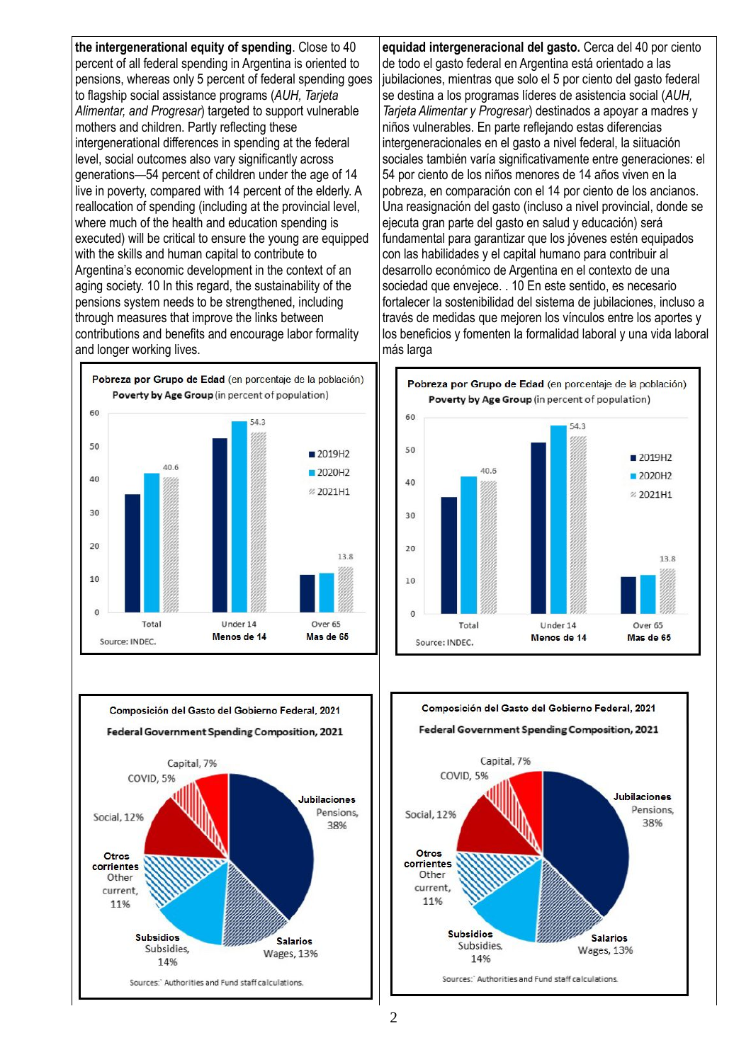**the intergenerational equity of spending**. Close to 40 percent of all federal spending in Argentina is oriented to pensions, whereas only 5 percent of federal spending goes to flagship social assistance programs (*AUH, Tarjeta Alimentar, and Progresar*) targeted to support vulnerable mothers and children. Partly reflecting these intergenerational differences in spending at the federal level, social outcomes also vary significantly across generations—54 percent of children under the age of 14 live in poverty, compared with 14 percent of the elderly. A reallocation of spending (including at the provincial level, where much of the health and education spending is executed) will be critical to ensure the young are equipped with the skills and human capital to contribute to Argentina's economic development in the context of an aging society. 10 In this regard, the sustainability of the pensions system needs to be strengthened, including through measures that improve the links between contributions and benefits and encourage labor formality and longer working lives.

**Pobreza por Grupo de Edad** (en porcentaje de la población)
**Poverty by Age Group** (in percent of population)

| | 2019H2 | 2020H2 | 2021H1 |
|---|---|---|---|
| Total | | | 40.6 |
| Under 14 / Menos de 14 | | | 54.3 |
| Over 65 / Mas de 65 | | | 13.8 |

Source: INDEC.

**Composición del Gasto del Gobierno Federal, 2021**
**Federal Government Spending Composition, 2021**

| Component | Share |
|---|---|
| Jubilaciones / Pensions | 38% |
| Salarios / Wages | 13% |
| Subsidios / Subsidies | 14% |
| Otros corrientes / Other current | 11% |
| Social | 12% |
| COVID | 5% |
| Capital | 7% |

Sources: Authorities and Fund staff calculations.

**equidad intergeneracional del gasto.** Cerca del 40 por ciento de todo el gasto federal en Argentina está orientado a las jubilaciones, mientras que solo el 5 por ciento del gasto federal se destina a los programas líderes de asistencia social (*AUH, Tarjeta Alimentar y Progresar*) destinados a apoyar a madres y niños vulnerables. En parte reflejando estas diferencias intergeneracionales en el gasto a nivel federal, la situación sociales también varía significativamente entre generaciones: el 54 por ciento de los niños menores de 14 años viven en la pobreza, en comparación con el 14 por ciento de los ancianos. Una reasignación del gasto (incluso a nivel provincial, donde se ejecuta gran parte del gasto en salud y educación) será fundamental para garantizar que los jóvenes estén equipados con las habilidades y el capital humano para contribuir al desarrollo económico de Argentina en el contexto de una sociedad que envejece. . 10 En este sentido, es necesario fortalecer la sostenibilidad del sistema de jubilaciones, incluso a través de medidas que mejoren los vínculos entre los aportes y los beneficios y fomenten la formalidad laboral y una vida laboral más larga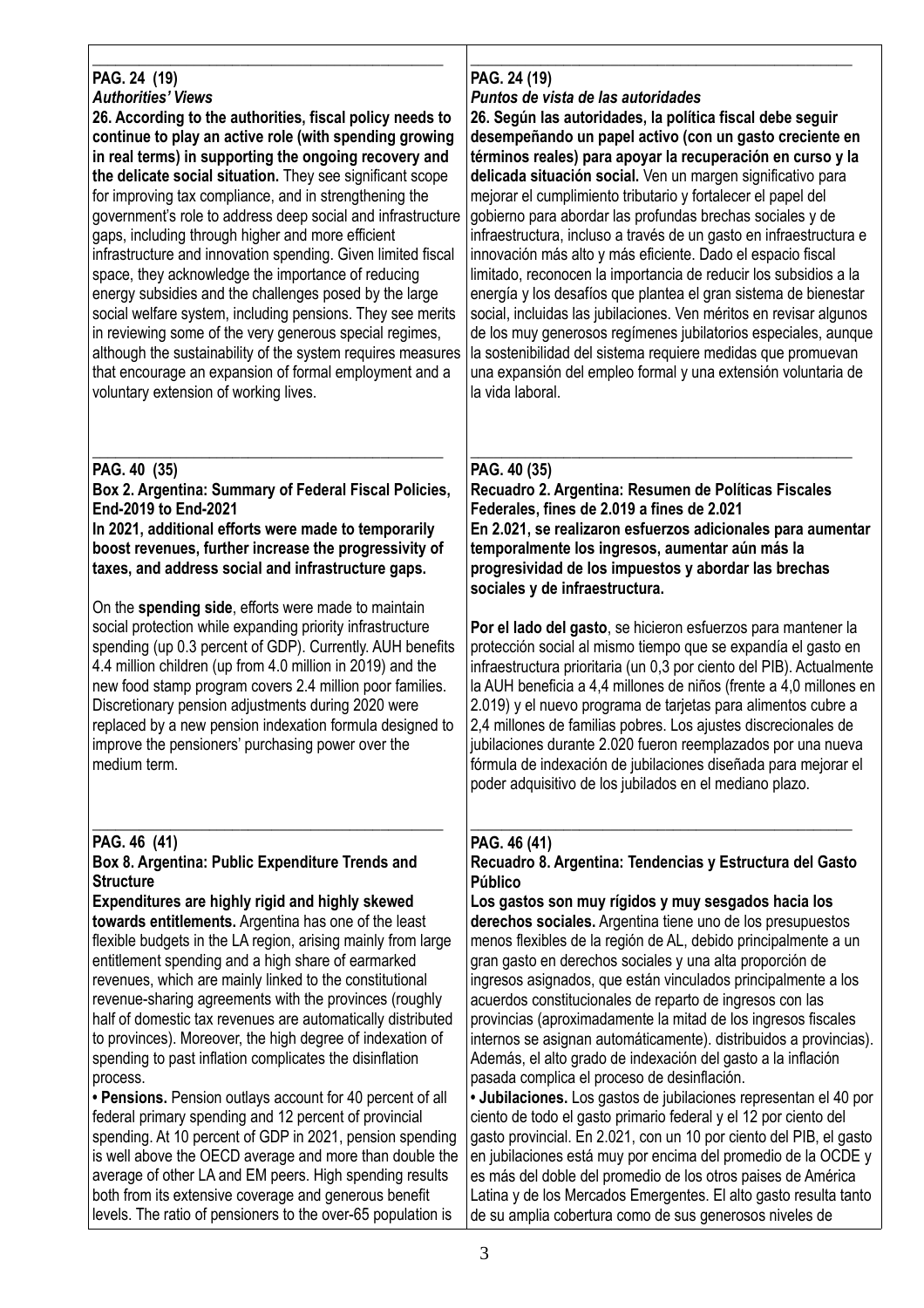| | |
|---|---|
| **PAG. 24 (19)**<br>***Authorities' Views***<br>**26. According to the authorities, fiscal policy needs to continue to play an active role (with spending growing in real terms) in supporting the ongoing recovery and the delicate social situation.** They see significant scope for improving tax compliance, and in strengthening the government's role to address deep social and infrastructure gaps, including through higher and more efficient infrastructure and innovation spending. Given limited fiscal space, they acknowledge the importance of reducing energy subsidies and the challenges posed by the large social welfare system, including pensions. They see merits in reviewing some of the very generous special regimes, although the sustainability of the system requires measures that encourage an expansion of formal employment and a voluntary extension of working lives. | **PAG. 24 (19)**<br>***Puntos de vista de las autoridades***<br>**26. Según las autoridades, la política fiscal debe seguir desempeñando un papel activo (con un gasto creciente en términos reales) para apoyar la recuperación en curso y la delicada situación social.** Ven un margen significativo para mejorar el cumplimiento tributario y fortalecer el papel del gobierno para abordar las profundas brechas sociales y de infraestructura, incluso a través de un gasto en infraestructura e innovación más alto y más eficiente. Dado el espacio fiscal limitado, reconocen la importancia de reducir los subsidios a la energía y los desafíos que plantea el gran sistema de bienestar social, incluidas las jubilaciones. Ven méritos en revisar algunos de los muy generosos regímenes jubilatorios especiales, aunque la sostenibilidad del sistema requiere medidas que promuevan una expansión del empleo formal y una extensión voluntaria de la vida laboral. |
| **PAG. 40 (35)**<br>**Box 2. Argentina: Summary of Federal Fiscal Policies, End-2019 to End-2021**<br>**In 2021, additional efforts were made to temporarily boost revenues, further increase the progressivity of taxes, and address social and infrastructure gaps.**<br><br>On the **spending side**, efforts were made to maintain social protection while expanding priority infrastructure spending (up 0.3 percent of GDP). Currently. AUH benefits 4.4 million children (up from 4.0 million in 2019) and the new food stamp program covers 2.4 million poor families. Discretionary pension adjustments during 2020 were replaced by a new pension indexation formula designed to improve the pensioners' purchasing power over the medium term. | **PAG. 40 (35)**<br>**Recuadro 2. Argentina: Resumen de Políticas Fiscales Federales, fines de 2.019 a fines de 2.021**<br>**En 2.021, se realizaron esfuerzos adicionales para aumentar temporalmente los ingresos, aumentar aún más la progresividad de los impuestos y abordar las brechas sociales y de infraestructura.**<br><br>**Por el lado del gasto**, se hicieron esfuerzos para mantener la protección social al mismo tiempo que se expandía el gasto en infraestructura prioritaria (un 0,3 por ciento del PIB). Actualmente la AUH beneficia a 4,4 millones de niños (frente a 4,0 millones en 2.019) y el nuevo programa de tarjetas para alimentos cubre a 2,4 millones de familias pobres. Los ajustes discrecionales de jubilaciones durante 2.020 fueron reemplazados por una nueva fórmula de indexación de jubilaciones diseñada para mejorar el poder adquisitivo de los jubilados en el mediano plazo. |
| **PAG. 46 (41)**<br>**Box 8. Argentina: Public Expenditure Trends and Structure**<br>**Expenditures are highly rigid and highly skewed towards entitlements.** Argentina has one of the least flexible budgets in the LA region, arising mainly from large entitlement spending and a high share of earmarked revenues, which are mainly linked to the constitutional revenue-sharing agreements with the provinces (roughly half of domestic tax revenues are automatically distributed to provinces). Moreover, the high degree of indexation of spending to past inflation complicates the disinflation process.<br>**• Pensions.** Pension outlays account for 40 percent of all federal primary spending and 12 percent of provincial spending. At 10 percent of GDP in 2021, pension spending is well above the OECD average and more than double the average of other LA and EM peers. High spending results both from its extensive coverage and generous benefit levels. The ratio of pensioners to the over-65 population is | **PAG. 46 (41)**<br>**Recuadro 8. Argentina: Tendencias y Estructura del Gasto Público**<br>**Los gastos son muy rígidos y muy sesgados hacia los derechos sociales.** Argentina tiene uno de los presupuestos menos flexibles de la región de AL, debido principalmente a un gran gasto en derechos sociales y una alta proporción de ingresos asignados, que están vinculados principalmente a los acuerdos constitucionales de reparto de ingresos con las provincias (aproximadamente la mitad de los ingresos fiscales internos se asignan automáticamente). distribuidos a provincias). Además, el alto grado de indexación del gasto a la inflación pasada complica el proceso de desinflación.<br>**• Jubilaciones.** Los gastos de jubilaciones representan el 40 por ciento de todo el gasto primario federal y el 12 por ciento del gasto provincial. En 2.021, con un 10 por ciento del PIB, el gasto en jubilaciones está muy por encima del promedio de la OCDE y es más del doble del promedio de los otros paises de América Latina y de los Mercados Emergentes. El alto gasto resulta tanto de su amplia cobertura como de sus generosos niveles de |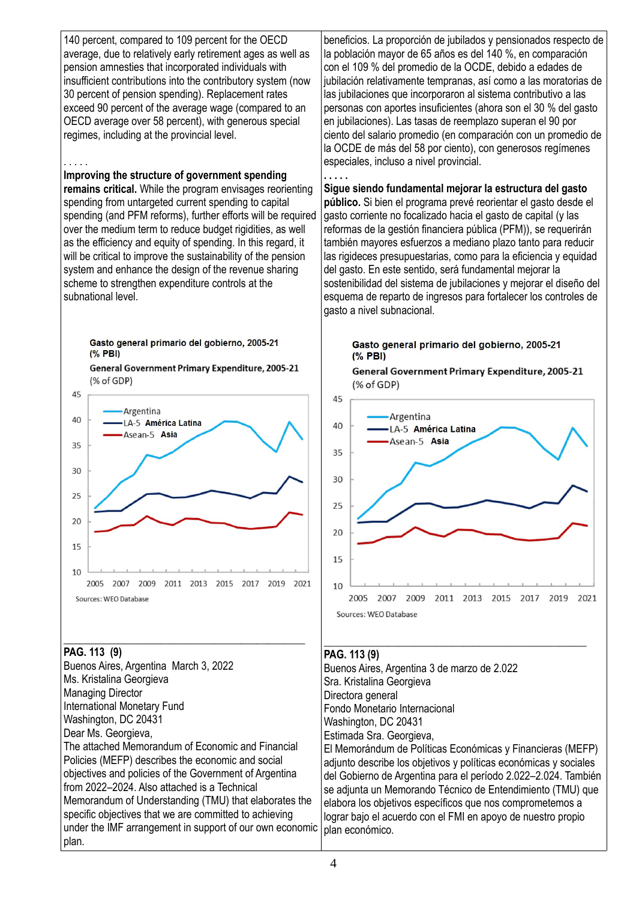140 percent, compared to 109 percent for the OECD average, due to relatively early retirement ages as well as pension amnesties that incorporated individuals with insufficient contributions into the contributory system (now 30 percent of pension spending). Replacement rates exceed 90 percent of the average wage (compared to an OECD average over 58 percent), with generous special regimes, including at the provincial level.

. . . . .

**Improving the structure of government spending remains critical.** While the program envisages reorienting spending from untargeted current spending to capital spending (and PFM reforms), further efforts will be required over the medium term to reduce budget rigidities, as well as the efficiency and equity of spending. In this regard, it will be critical to improve the sustainability of the pension system and enhance the design of the revenue sharing scheme to strengthen expenditure controls at the subnational level.

Gasto general primario del gobierno, 2005-21 (% PBI)

General Government Primary Expenditure, 2005-21 (% of GDP)

Sources: WEO Database

---

**PAG. 113 (9)**

Buenos Aires, Argentina March 3, 2022

Ms. Kristalina Georgieva
Managing Director
International Monetary Fund
Washington, DC 20431

Dear Ms. Georgieva,

The attached Memorandum of Economic and Financial Policies (MEFP) describes the economic and social objectives and policies of the Government of Argentina from 2022–2024. Also attached is a Technical Memorandum of Understanding (TMU) that elaborates the specific objectives that we are committed to achieving under the IMF arrangement in support of our own economic plan.

beneficios. La proporción de jubilados y pensionados respecto de la población mayor de 65 años es del 140 %, en comparación con el 109 % del promedio de la OCDE, debido a edades de jubilación relativamente tempranas, así como a las moratorias de las jubilaciones que incorporaron al sistema contributivo a las personas con aportes insuficientes (ahora son el 30 % del gasto en jubilaciones). Las tasas de reemplazo superan el 90 por ciento del salario promedio (en comparación con un promedio de la OCDE de más del 58 por ciento), con generosos regímenes especiales, incluso a nivel provincial.

. . . . .

**Sigue siendo fundamental mejorar la estructura del gasto público.** Si bien el programa prevé reorientar el gasto desde el gasto corriente no focalizado hacia el gasto de capital (y las reformas de la gestión financiera pública (PFM)), se requerirán también mayores esfuerzos a mediano plazo tanto para reducir las rigideces presupuestarias, como para la eficiencia y equidad del gasto. En este sentido, será fundamental mejorar la sostenibilidad del sistema de jubilaciones y mejorar el diseño del esquema de reparto de ingresos para fortalecer los controles de gasto a nivel subnacional.

Gasto general primario del gobierno, 2005-21 (% PBI)

General Government Primary Expenditure, 2005-21 (% of GDP)

Sources: WEO Database

---

**PAG. 113 (9)**

Buenos Aires, Argentina 3 de marzo de 2.022

Sra. Kristalina Georgieva
Directora general
Fondo Monetario Internacional
Washington, DC 20431

Estimada Sra. Georgieva,

El Memorándum de Políticas Económicas y Financieras (MEFP) adjunto describe los objetivos y políticas económicas y sociales del Gobierno de Argentina para el período 2.022–2.024. También se adjunta un Memorando Técnico de Entendimiento (TMU) que elabora los objetivos específicos que nos comprometemos a lograr bajo el acuerdo con el FMI en apoyo de nuestro propio plan económico.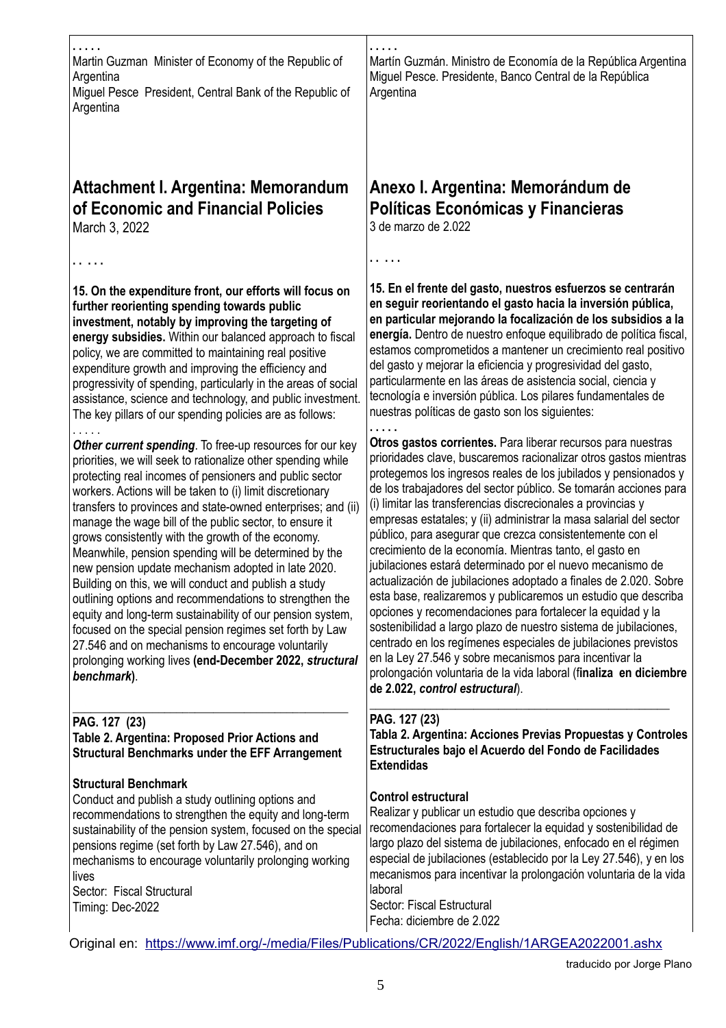. . . . .

Martin Guzman Minister of Economy of the Republic of Argentina
Miguel Pesce President, Central Bank of the Republic of Argentina

## Attachment I. Argentina: Memorandum of Economic and Financial Policies

March 3, 2022

. . . . .

**15. On the expenditure front, our efforts will focus on further reorienting spending towards public investment, notably by improving the targeting of energy subsidies.** Within our balanced approach to fiscal policy, we are committed to maintaining real positive expenditure growth and improving the efficiency and progressivity of spending, particularly in the areas of social assistance, science and technology, and public investment. The key pillars of our spending policies are as follows:

. . . . .

***Other current spending***. To free-up resources for our key priorities, we will seek to rationalize other spending while protecting real incomes of pensioners and public sector workers. Actions will be taken to (i) limit discretionary transfers to provinces and state-owned enterprises; and (ii) manage the wage bill of the public sector, to ensure it grows consistently with the growth of the economy. Meanwhile, pension spending will be determined by the new pension update mechanism adopted in late 2020. Building on this, we will conduct and publish a study outlining options and recommendations to strengthen the equity and long-term sustainability of our pension system, focused on the special pension regimes set forth by Law 27.546 and on mechanisms to encourage voluntarily prolonging working lives **(end-December 2022, *structural benchmark*)**.

---

**PAG. 127 (23)**
**Table 2. Argentina: Proposed Prior Actions and Structural Benchmarks under the EFF Arrangement**

**Structural Benchmark**
Conduct and publish a study outlining options and recommendations to strengthen the equity and long-term sustainability of the pension system, focused on the special pensions regime (set forth by Law 27.546), and on mechanisms to encourage voluntarily prolonging working lives
Sector: Fiscal Structural
Timing: Dec-2022

. . . . .

Martín Guzmán. Ministro de Economía de la República Argentina
Miguel Pesce. Presidente, Banco Central de la República Argentina

## Anexo I. Argentina: Memorándum de Políticas Económicas y Financieras

3 de marzo de 2.022

. . . . .

**15. En el frente del gasto, nuestros esfuerzos se centrarán en seguir reorientando el gasto hacia la inversión pública, en particular mejorando la focalización de los subsidios a la energía.** Dentro de nuestro enfoque equilibrado de política fiscal, estamos comprometidos a mantener un crecimiento real positivo del gasto y mejorar la eficiencia y progresividad del gasto, particularmente en las áreas de asistencia social, ciencia y tecnología e inversión pública. Los pilares fundamentales de nuestras políticas de gasto son los siguientes:

. . . . .

**Otros gastos corrientes.** Para liberar recursos para nuestras prioridades clave, buscaremos racionalizar otros gastos mientras protegemos los ingresos reales de los jubilados y pensionados y de los trabajadores del sector público. Se tomarán acciones para (i) limitar las transferencias discrecionales a provincias y empresas estatales; y (ii) administrar la masa salarial del sector público, para asegurar que crezca consistentemente con el crecimiento de la economía. Mientras tanto, el gasto en jubilaciones estará determinado por el nuevo mecanismo de actualización de jubilaciones adoptado a finales de 2.020. Sobre esta base, realizaremos y publicaremos un estudio que describa opciones y recomendaciones para fortalecer la equidad y la sostenibilidad a largo plazo de nuestro sistema de jubilaciones, centrado en los regímenes especiales de jubilaciones previstos en la Ley 27.546 y sobre mecanismos para incentivar la prolongación voluntaria de la vida laboral (**finaliza en diciembre de 2.022, *control estructural***).

---

**PAG. 127 (23)**
**Tabla 2. Argentina: Acciones Previas Propuestas y Controles Estructurales bajo el Acuerdo del Fondo de Facilidades Extendidas**

**Control estructural**
Realizar y publicar un estudio que describa opciones y recomendaciones para fortalecer la equidad y sostenibilidad de largo plazo del sistema de jubilaciones, enfocado en el régimen especial de jubilaciones (establecido por la Ley 27.546), y en los mecanismos para incentivar la prolongación voluntaria de la vida laboral
Sector: Fiscal Estructural
Fecha: diciembre de 2.022

Original en: https://www.imf.org/-/media/Files/Publications/CR/2022/English/1ARGEA2022001.ashx

traducido por Jorge Plano